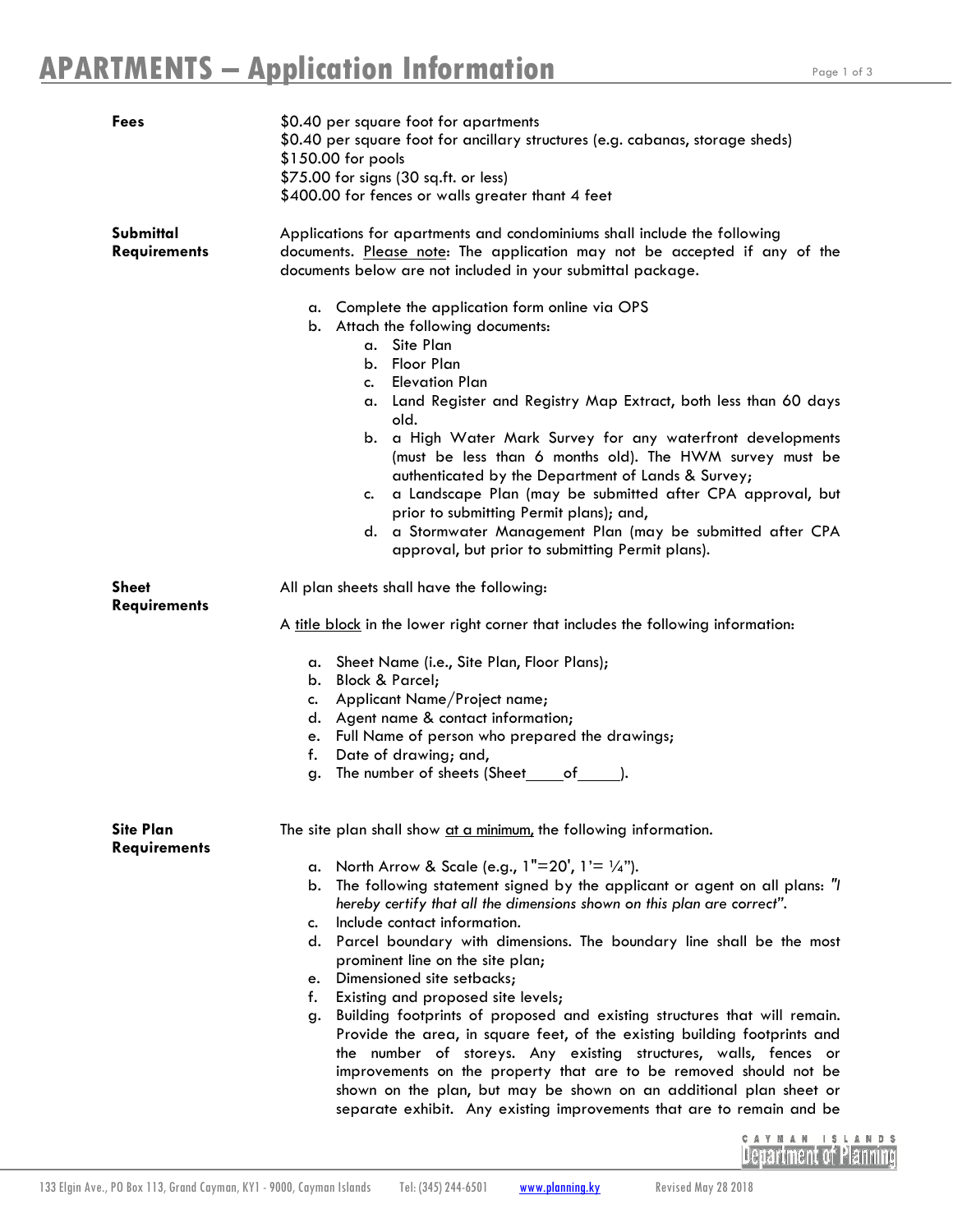# APARTMENTS – Application Information

**Fees**

$0.40 per square foot for apartments
$0.40 per square foot for ancillary structures (e.g. cabanas, storage sheds)
$150.00 for pools
$75.00 for signs (30 sq.ft. or less)
$400.00 for fences or walls greater thant 4 feet

**Submittal Requirements**

Applications for apartments and condominiums shall include the following documents. Please note: The application may not be accepted if any of the documents below are not included in your submittal package.

a. Complete the application form online via OPS
b. Attach the following documents:
   a. Site Plan
   b. Floor Plan
   c. Elevation Plan
   a. Land Register and Registry Map Extract, both less than 60 days old.
   b. a High Water Mark Survey for any waterfront developments (must be less than 6 months old). The HWM survey must be authenticated by the Department of Lands & Survey;
   c. a Landscape Plan (may be submitted after CPA approval, but prior to submitting Permit plans); and,
   d. a Stormwater Management Plan (may be submitted after CPA approval, but prior to submitting Permit plans).

**Sheet Requirements**

All plan sheets shall have the following:

A title block in the lower right corner that includes the following information:

a. Sheet Name (i.e., Site Plan, Floor Plans);
b. Block & Parcel;
c. Applicant Name/Project name;
d. Agent name & contact information;
e. Full Name of person who prepared the drawings;
f. Date of drawing; and,
g. The number of sheets (Sheet\_\_\_\_of\_\_\_\_).

**Site Plan Requirements**

The site plan shall show at a minimum, the following information.

a. North Arrow & Scale (e.g., 1"=20', 1'= ¼").
b. The following statement signed by the applicant or agent on all plans: *"I hereby certify that all the dimensions shown on this plan are correct"*.
c. Include contact information.
d. Parcel boundary with dimensions. The boundary line shall be the most prominent line on the site plan;
e. Dimensioned site setbacks;
f. Existing and proposed site levels;
g. Building footprints of proposed and existing structures that will remain. Provide the area, in square feet, of the existing building footprints and the number of storeys. Any existing structures, walls, fences or improvements on the property that are to be removed should not be shown on the plan, but may be shown on an additional plan sheet or separate exhibit. Any existing improvements that are to remain and be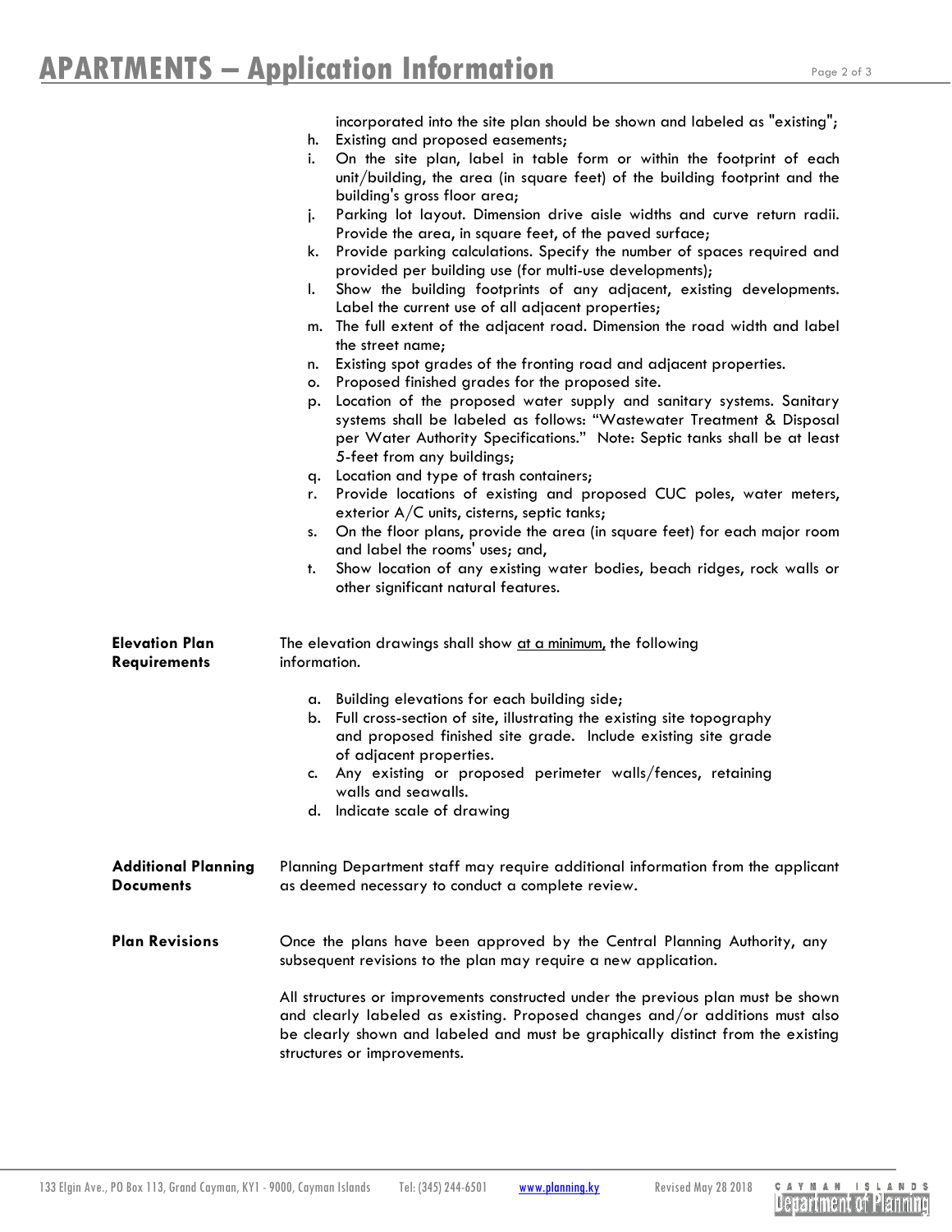incorporated into the site plan should be shown and labeled as "existing";

h. Existing and proposed easements;
i. On the site plan, label in table form or within the footprint of each unit/building, the area (in square feet) of the building footprint and the building's gross floor area;
j. Parking lot layout. Dimension drive aisle widths and curve return radii. Provide the area, in square feet, of the paved surface;
k. Provide parking calculations. Specify the number of spaces required and provided per building use (for multi-use developments);
l. Show the building footprints of any adjacent, existing developments. Label the current use of all adjacent properties;
m. The full extent of the adjacent road. Dimension the road width and label the street name;
n. Existing spot grades of the fronting road and adjacent properties.
o. Proposed finished grades for the proposed site.
p. Location of the proposed water supply and sanitary systems. Sanitary systems shall be labeled as follows: "Wastewater Treatment & Disposal per Water Authority Specifications." Note: Septic tanks shall be at least 5-feet from any buildings;
q. Location and type of trash containers;
r. Provide locations of existing and proposed CUC poles, water meters, exterior A/C units, cisterns, septic tanks;
s. On the floor plans, provide the area (in square feet) for each major room and label the rooms' uses; and,
t. Show location of any existing water bodies, beach ridges, rock walls or other significant natural features.

**Elevation Plan Requirements**

The elevation drawings shall show at a minimum, the following information.

a. Building elevations for each building side;
b. Full cross-section of site, illustrating the existing site topography and proposed finished site grade. Include existing site grade of adjacent properties.
c. Any existing or proposed perimeter walls/fences, retaining walls and seawalls.
d. Indicate scale of drawing

**Additional Planning Documents**

Planning Department staff may require additional information from the applicant as deemed necessary to conduct a complete review.

**Plan Revisions**

Once the plans have been approved by the Central Planning Authority, any subsequent revisions to the plan may require a new application.

All structures or improvements constructed under the previous plan must be shown and clearly labeled as existing. Proposed changes and/or additions must also be clearly shown and labeled and must be graphically distinct from the existing structures or improvements.